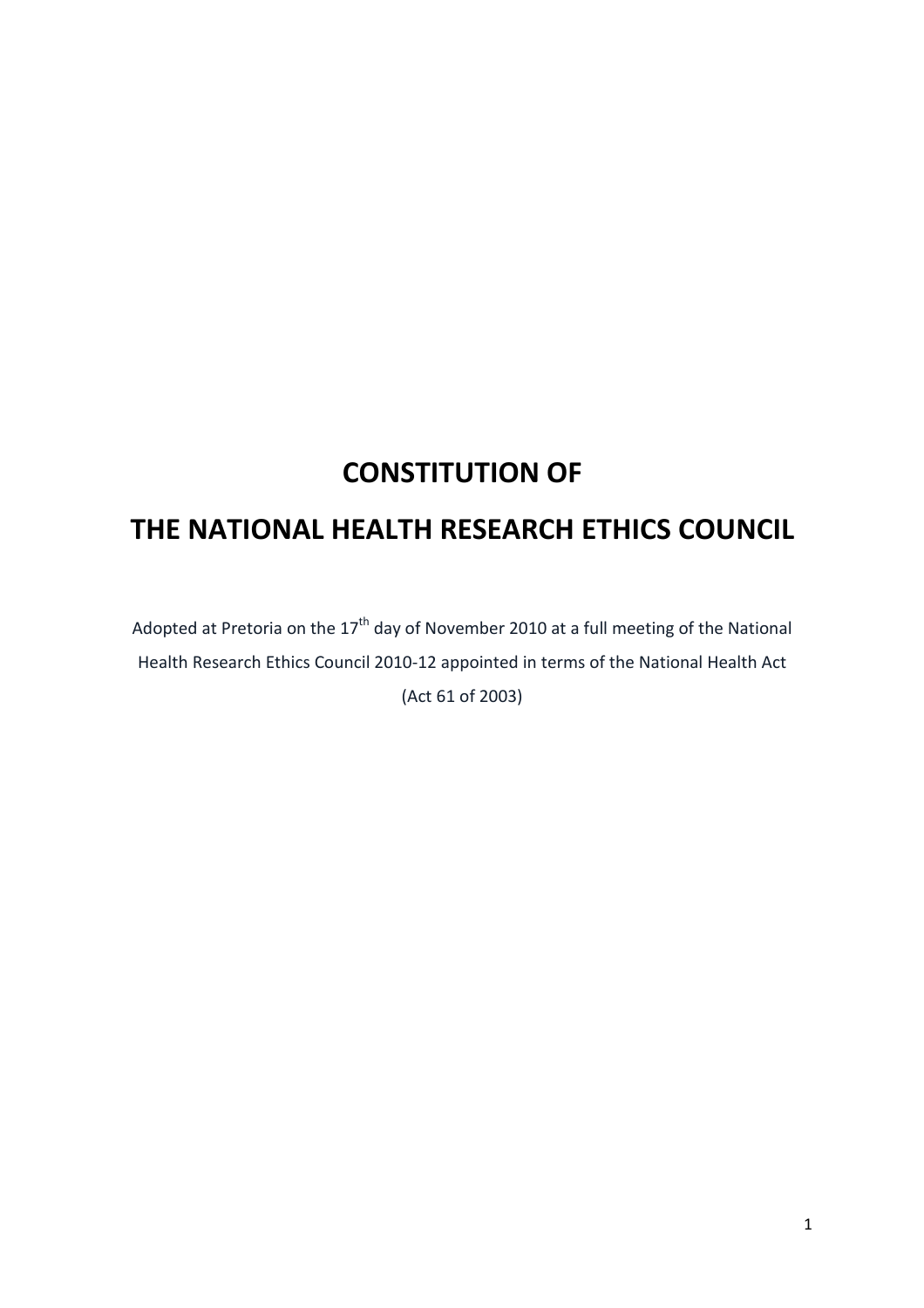# CONSTITUTION OF

# THE NATIONAL HEALTH RESEARCH ETHICS COUNCIL

Adopted at Pretoria on the 17th day of November 2010 at a full meeting of the National Health Research Ethics Council 2010-12 appointed in terms of the National Health Act (Act 61 of 2003)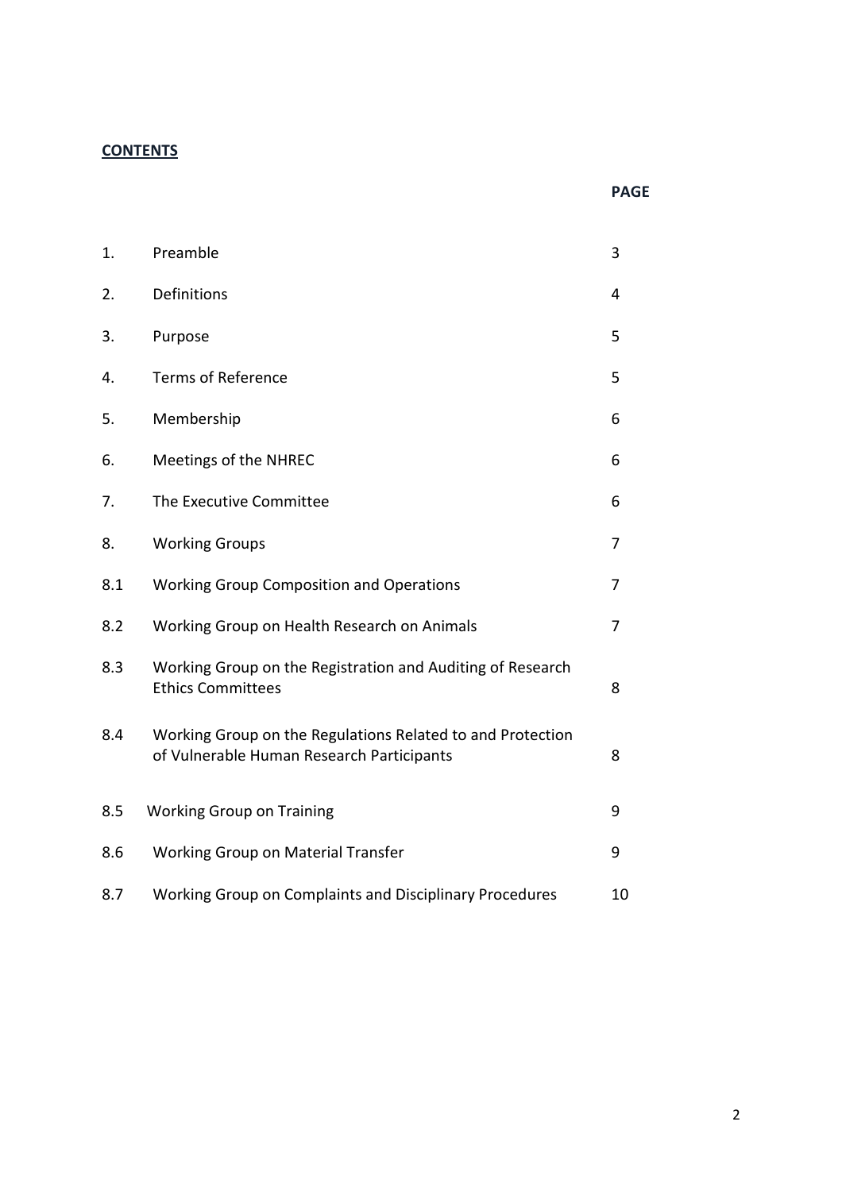**CONTENTS**

| | | PAGE |
|---|---|---|
| 1. | Preamble | 3 |
| 2. | Definitions | 4 |
| 3. | Purpose | 5 |
| 4. | Terms of Reference | 5 |
| 5. | Membership | 6 |
| 6. | Meetings of the NHREC | 6 |
| 7. | The Executive Committee | 6 |
| 8. | Working Groups | 7 |
| 8.1 | Working Group Composition and Operations | 7 |
| 8.2 | Working Group on Health Research on Animals | 7 |
| 8.3 | Working Group on the Registration and Auditing of Research Ethics Committees | 8 |
| 8.4 | Working Group on the Regulations Related to and Protection of Vulnerable Human Research Participants | 8 |
| 8.5 | Working Group on Training | 9 |
| 8.6 | Working Group on Material Transfer | 9 |
| 8.7 | Working Group on Complaints and Disciplinary Procedures | 10 |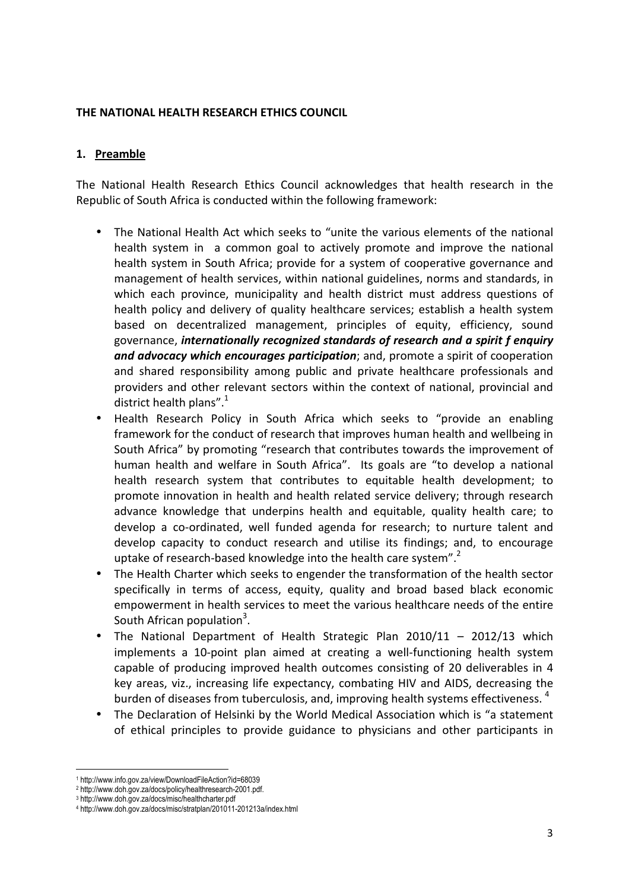**THE NATIONAL HEALTH RESEARCH ETHICS COUNCIL**

## 1. Preamble

The National Health Research Ethics Council acknowledges that health research in the Republic of South Africa is conducted within the following framework:

- The National Health Act which seeks to "unite the various elements of the national health system in a common goal to actively promote and improve the national health system in South Africa; provide for a system of cooperative governance and management of health services, within national guidelines, norms and standards, in which each province, municipality and health district must address questions of health policy and delivery of quality healthcare services; establish a health system based on decentralized management, principles of equity, efficiency, sound governance, ***internationally recognized standards of research and a spirit f enquiry and advocacy which encourages participation***; and, promote a spirit of cooperation and shared responsibility among public and private healthcare professionals and providers and other relevant sectors within the context of national, provincial and district health plans".[1]
- Health Research Policy in South Africa which seeks to "provide an enabling framework for the conduct of research that improves human health and wellbeing in South Africa" by promoting "research that contributes towards the improvement of human health and welfare in South Africa". Its goals are "to develop a national health research system that contributes to equitable health development; to promote innovation in health and health related service delivery; through research advance knowledge that underpins health and equitable, quality health care; to develop a co-ordinated, well funded agenda for research; to nurture talent and develop capacity to conduct research and utilise its findings; and, to encourage uptake of research-based knowledge into the health care system".[2]
- The Health Charter which seeks to engender the transformation of the health sector specifically in terms of access, equity, quality and broad based black economic empowerment in health services to meet the various healthcare needs of the entire South African population[3].
- The National Department of Health Strategic Plan 2010/11 – 2012/13 which implements a 10-point plan aimed at creating a well-functioning health system capable of producing improved health outcomes consisting of 20 deliverables in 4 key areas, viz., increasing life expectancy, combating HIV and AIDS, decreasing the burden of diseases from tuberculosis, and, improving health systems effectiveness. [4]
- The Declaration of Helsinki by the World Medical Association which is "a statement of ethical principles to provide guidance to physicians and other participants in

---

[1] http://www.info.gov.za/view/DownloadFileAction?id=68039
[2] http://www.doh.gov.za/docs/policy/healthresearch-2001.pdf.
[3] http://www.doh.gov.za/docs/misc/healthcharter.pdf
[4] http://www.doh.gov.za/docs/misc/stratplan/201011-201213a/index.html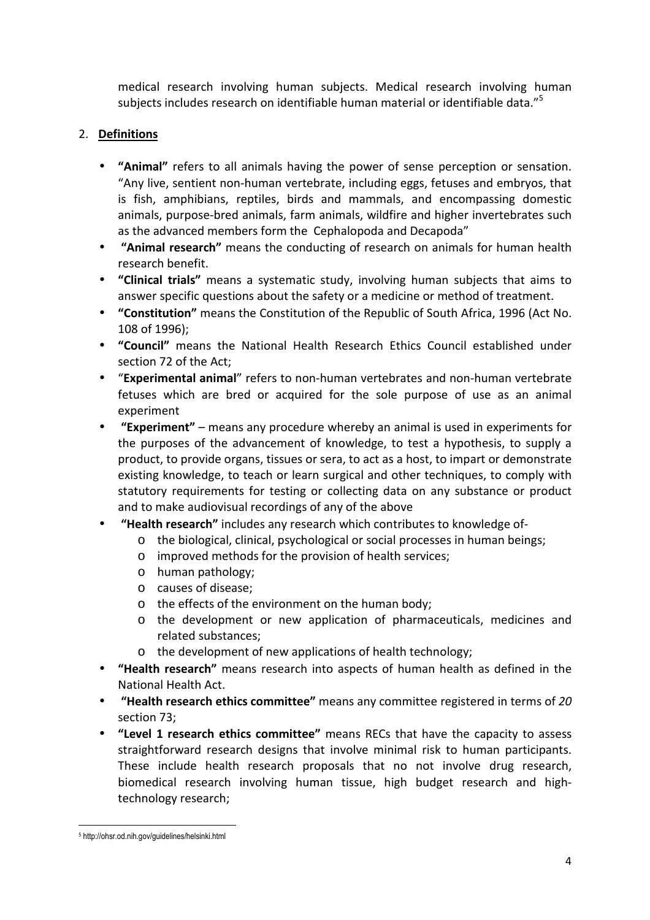medical research involving human subjects. Medical research involving human subjects includes research on identifiable human material or identifiable data."[5]

2. **Definitions**

- **"Animal"** refers to all animals having the power of sense perception or sensation. "Any live, sentient non-human vertebrate, including eggs, fetuses and embryos, that is fish, amphibians, reptiles, birds and mammals, and encompassing domestic animals, purpose-bred animals, farm animals, wildfire and higher invertebrates such as the advanced members form the Cephalopoda and Decapoda"
- **"Animal research"** means the conducting of research on animals for human health research benefit.
- **"Clinical trials"** means a systematic study, involving human subjects that aims to answer specific questions about the safety or a medicine or method of treatment.
- **"Constitution"** means the Constitution of the Republic of South Africa, 1996 (Act No. 108 of 1996);
- **"Council"** means the National Health Research Ethics Council established under section 72 of the Act;
- "**Experimental animal**" refers to non-human vertebrates and non-human vertebrate fetuses which are bred or acquired for the sole purpose of use as an animal experiment
- **"Experiment"** – means any procedure whereby an animal is used in experiments for the purposes of the advancement of knowledge, to test a hypothesis, to supply a product, to provide organs, tissues or sera, to act as a host, to impart or demonstrate existing knowledge, to teach or learn surgical and other techniques, to comply with statutory requirements for testing or collecting data on any substance or product and to make audiovisual recordings of any of the above
- **"Health research"** includes any research which contributes to knowledge of-
  - the biological, clinical, psychological or social processes in human beings;
  - improved methods for the provision of health services;
  - human pathology;
  - causes of disease;
  - the effects of the environment on the human body;
  - the development or new application of pharmaceuticals, medicines and related substances;
  - the development of new applications of health technology;
- **"Health research"** means research into aspects of human health as defined in the National Health Act.
- **"Health research ethics committee"** means any committee registered in terms of *20* section 73;
- **"Level 1 research ethics committee"** means RECs that have the capacity to assess straightforward research designs that involve minimal risk to human participants. These include health research proposals that no not involve drug research, biomedical research involving human tissue, high budget research and high-technology research;

[5] http://ohsr.od.nih.gov/guidelines/helsinki.html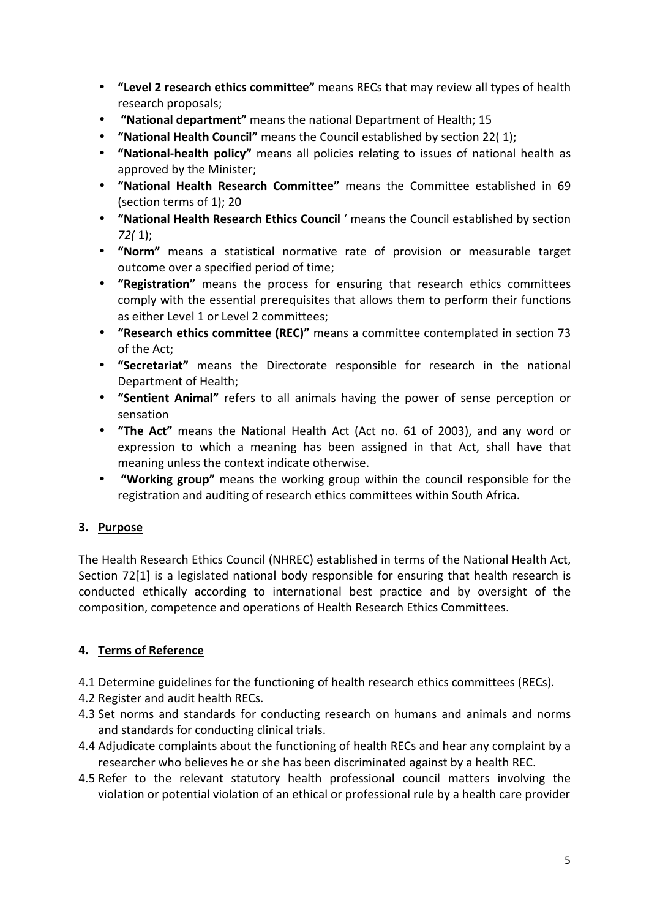- **"Level 2 research ethics committee"** means RECs that may review all types of health research proposals;
- **"National department"** means the national Department of Health; 15
- **"National Health Council"** means the Council established by section 22( 1);
- **"National-health policy"** means all policies relating to issues of national health as approved by the Minister;
- **"National Health Research Committee"** means the Committee established in 69 (section terms of 1); 20
- **"National Health Research Ethics Council** ' means the Council established by section *72(* 1);
- **"Norm"** means a statistical normative rate of provision or measurable target outcome over a specified period of time;
- **"Registration"** means the process for ensuring that research ethics committees comply with the essential prerequisites that allows them to perform their functions as either Level 1 or Level 2 committees;
- **"Research ethics committee (REC)"** means a committee contemplated in section 73 of the Act;
- **"Secretariat"** means the Directorate responsible for research in the national Department of Health;
- **"Sentient Animal"** refers to all animals having the power of sense perception or sensation
- **"The Act"** means the National Health Act (Act no. 61 of 2003), and any word or expression to which a meaning has been assigned in that Act, shall have that meaning unless the context indicate otherwise.
- **"Working group"** means the working group within the council responsible for the registration and auditing of research ethics committees within South Africa.

## 3. Purpose

The Health Research Ethics Council (NHREC) established in terms of the National Health Act, Section 72[1] is a legislated national body responsible for ensuring that health research is conducted ethically according to international best practice and by oversight of the composition, competence and operations of Health Research Ethics Committees.

## 4. Terms of Reference

4.1 Determine guidelines for the functioning of health research ethics committees (RECs).

4.2 Register and audit health RECs.

4.3 Set norms and standards for conducting research on humans and animals and norms and standards for conducting clinical trials.

4.4 Adjudicate complaints about the functioning of health RECs and hear any complaint by a researcher who believes he or she has been discriminated against by a health REC.

4.5 Refer to the relevant statutory health professional council matters involving the violation or potential violation of an ethical or professional rule by a health care provider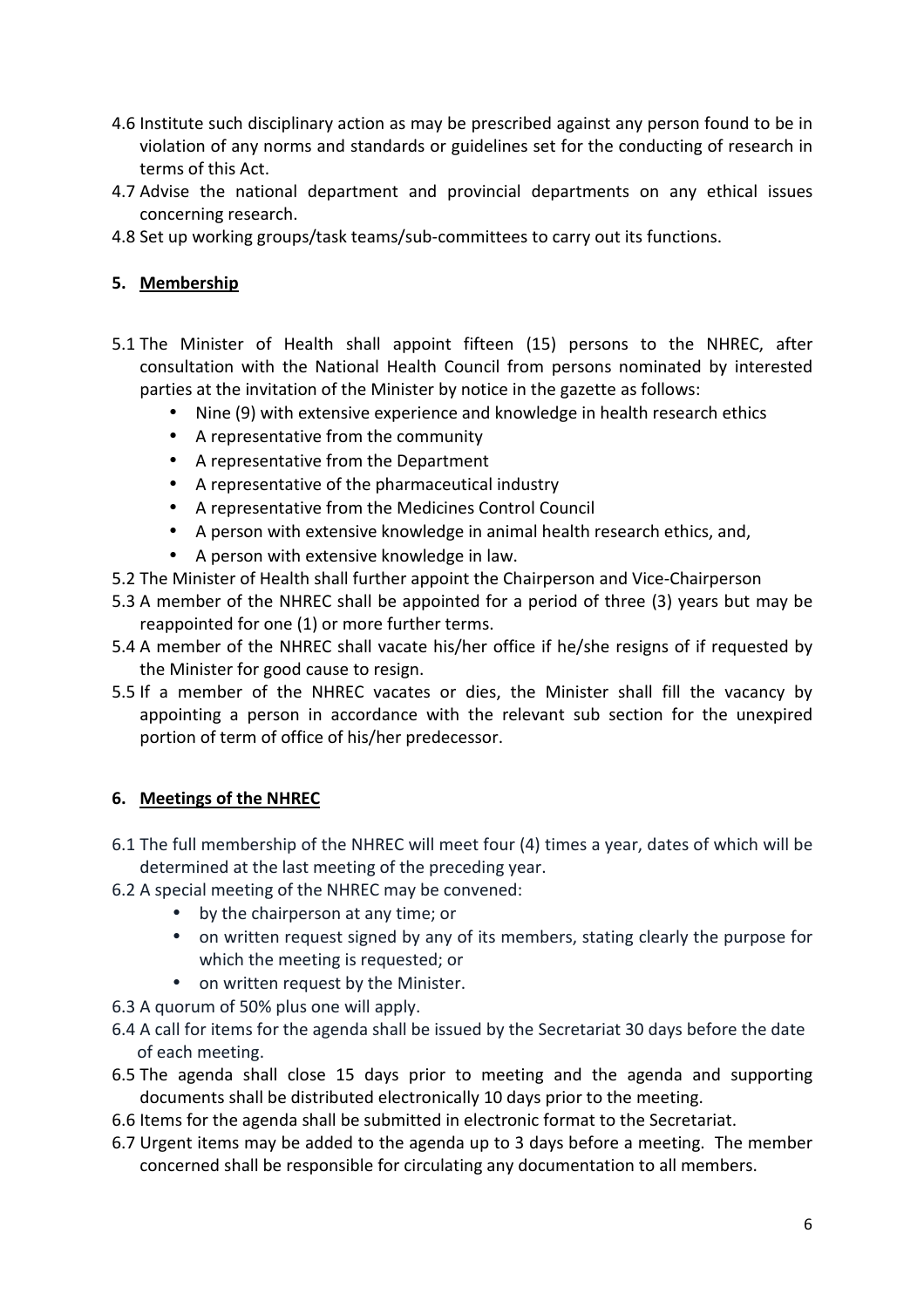4.6 Institute such disciplinary action as may be prescribed against any person found to be in violation of any norms and standards or guidelines set for the conducting of research in terms of this Act.

4.7 Advise the national department and provincial departments on any ethical issues concerning research.

4.8 Set up working groups/task teams/sub-committees to carry out its functions.

## 5. Membership

5.1 The Minister of Health shall appoint fifteen (15) persons to the NHREC, after consultation with the National Health Council from persons nominated by interested parties at the invitation of the Minister by notice in the gazette as follows:

- Nine (9) with extensive experience and knowledge in health research ethics
- A representative from the community
- A representative from the Department
- A representative of the pharmaceutical industry
- A representative from the Medicines Control Council
- A person with extensive knowledge in animal health research ethics, and,
- A person with extensive knowledge in law.

5.2 The Minister of Health shall further appoint the Chairperson and Vice-Chairperson

5.3 A member of the NHREC shall be appointed for a period of three (3) years but may be reappointed for one (1) or more further terms.

5.4 A member of the NHREC shall vacate his/her office if he/she resigns of if requested by the Minister for good cause to resign.

5.5 If a member of the NHREC vacates or dies, the Minister shall fill the vacancy by appointing a person in accordance with the relevant sub section for the unexpired portion of term of office of his/her predecessor.

## 6. Meetings of the NHREC

6.1 The full membership of the NHREC will meet four (4) times a year, dates of which will be determined at the last meeting of the preceding year.

6.2 A special meeting of the NHREC may be convened:

- by the chairperson at any time; or
- on written request signed by any of its members, stating clearly the purpose for which the meeting is requested; or
- on written request by the Minister.

6.3 A quorum of 50% plus one will apply.

6.4 A call for items for the agenda shall be issued by the Secretariat 30 days before the date of each meeting.

6.5 The agenda shall close 15 days prior to meeting and the agenda and supporting documents shall be distributed electronically 10 days prior to the meeting.

6.6 Items for the agenda shall be submitted in electronic format to the Secretariat.

6.7 Urgent items may be added to the agenda up to 3 days before a meeting. The member concerned shall be responsible for circulating any documentation to all members.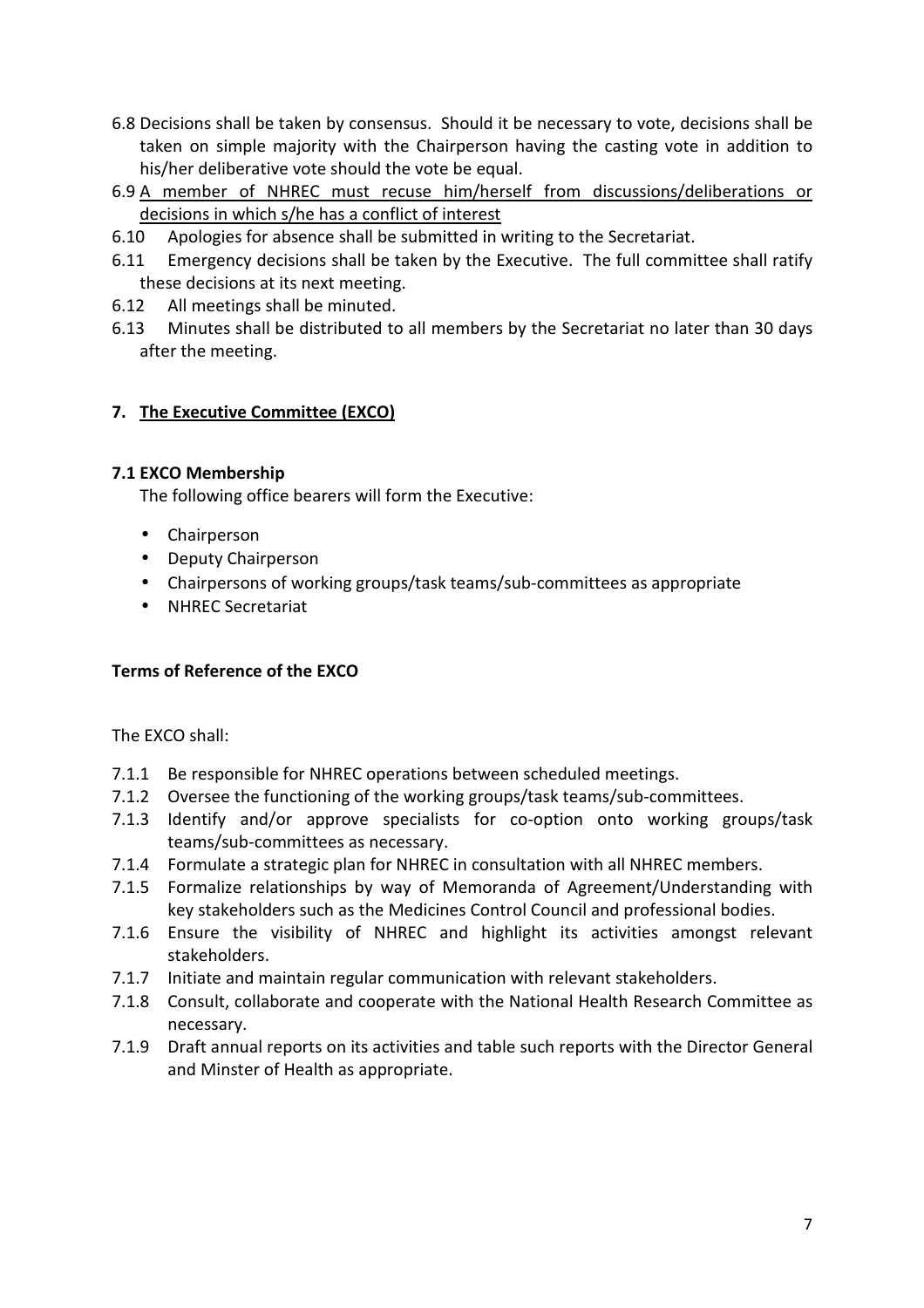6.8 Decisions shall be taken by consensus. Should it be necessary to vote, decisions shall be taken on simple majority with the Chairperson having the casting vote in addition to his/her deliberative vote should the vote be equal.

6.9 <u>A member of NHREC must recuse him/herself from discussions/deliberations or decisions in which s/he has a conflict of interest</u>

6.10 Apologies for absence shall be submitted in writing to the Secretariat.

6.11 Emergency decisions shall be taken by the Executive. The full committee shall ratify these decisions at its next meeting.

6.12 All meetings shall be minuted.

6.13 Minutes shall be distributed to all members by the Secretariat no later than 30 days after the meeting.

## 7. <u>The Executive Committee (EXCO)</u>

### 7.1 EXCO Membership

The following office bearers will form the Executive:

- Chairperson
- Deputy Chairperson
- Chairpersons of working groups/task teams/sub-committees as appropriate
- NHREC Secretariat

### Terms of Reference of the EXCO

The EXCO shall:

7.1.1 Be responsible for NHREC operations between scheduled meetings.

7.1.2 Oversee the functioning of the working groups/task teams/sub-committees.

7.1.3 Identify and/or approve specialists for co-option onto working groups/task teams/sub-committees as necessary.

7.1.4 Formulate a strategic plan for NHREC in consultation with all NHREC members.

7.1.5 Formalize relationships by way of Memoranda of Agreement/Understanding with key stakeholders such as the Medicines Control Council and professional bodies.

7.1.6 Ensure the visibility of NHREC and highlight its activities amongst relevant stakeholders.

7.1.7 Initiate and maintain regular communication with relevant stakeholders.

7.1.8 Consult, collaborate and cooperate with the National Health Research Committee as necessary.

7.1.9 Draft annual reports on its activities and table such reports with the Director General and Minster of Health as appropriate.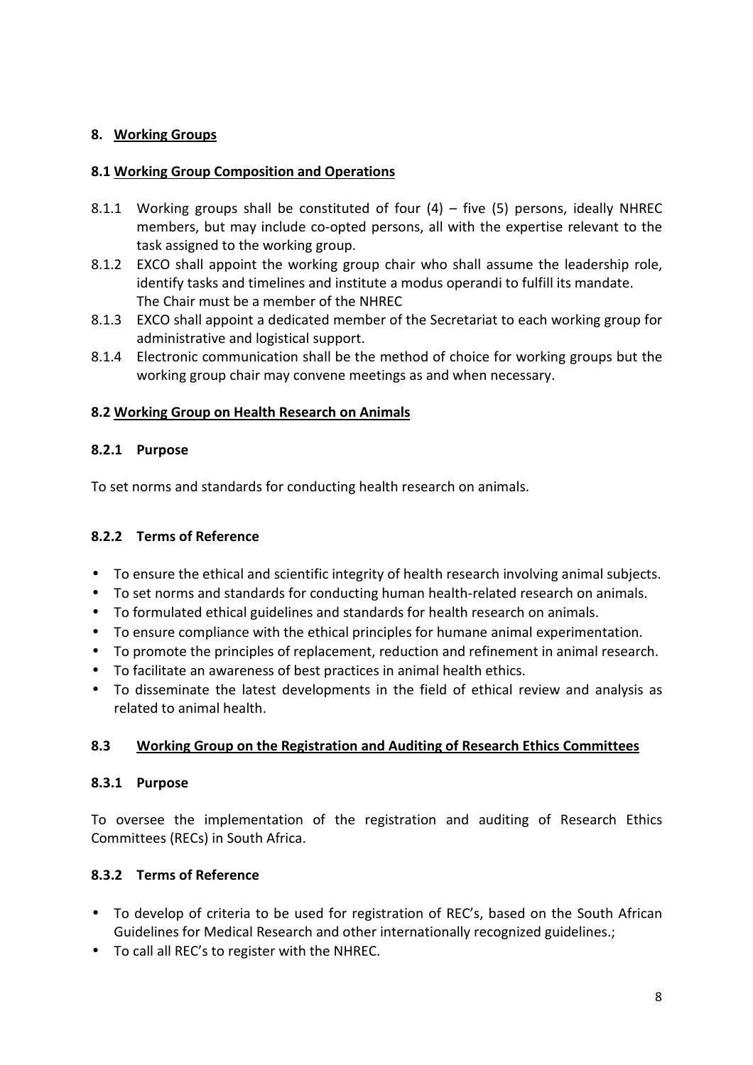## 8. Working Groups

### 8.1 Working Group Composition and Operations

8.1.1 Working groups shall be constituted of four (4) – five (5) persons, ideally NHREC members, but may include co-opted persons, all with the expertise relevant to the task assigned to the working group.

8.1.2 EXCO shall appoint the working group chair who shall assume the leadership role, identify tasks and timelines and institute a modus operandi to fulfill its mandate. The Chair must be a member of the NHREC

8.1.3 EXCO shall appoint a dedicated member of the Secretariat to each working group for administrative and logistical support.

8.1.4 Electronic communication shall be the method of choice for working groups but the working group chair may convene meetings as and when necessary.

### 8.2 Working Group on Health Research on Animals

#### 8.2.1 Purpose

To set norms and standards for conducting health research on animals.

#### 8.2.2 Terms of Reference

- To ensure the ethical and scientific integrity of health research involving animal subjects.
- To set norms and standards for conducting human health-related research on animals.
- To formulated ethical guidelines and standards for health research on animals.
- To ensure compliance with the ethical principles for humane animal experimentation.
- To promote the principles of replacement, reduction and refinement in animal research.
- To facilitate an awareness of best practices in animal health ethics.
- To disseminate the latest developments in the field of ethical review and analysis as related to animal health.

### 8.3 Working Group on the Registration and Auditing of Research Ethics Committees

#### 8.3.1 Purpose

To oversee the implementation of the registration and auditing of Research Ethics Committees (RECs) in South Africa.

#### 8.3.2 Terms of Reference

- To develop of criteria to be used for registration of REC's, based on the South African Guidelines for Medical Research and other internationally recognized guidelines.;
- To call all REC's to register with the NHREC.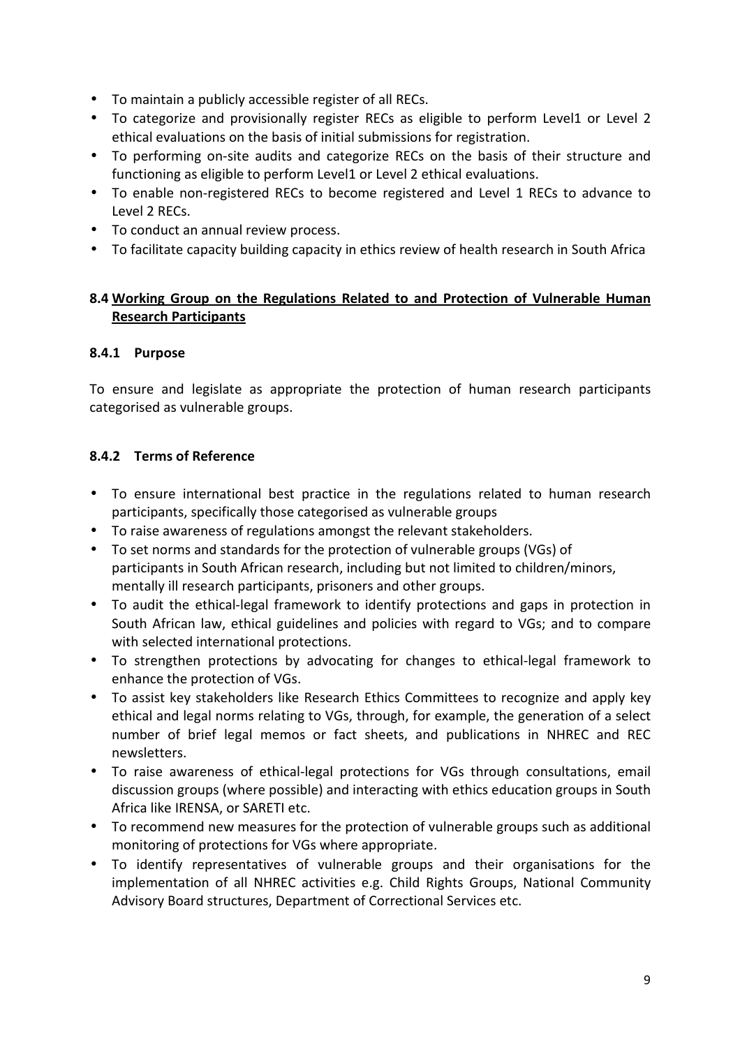- To maintain a publicly accessible register of all RECs.
- To categorize and provisionally register RECs as eligible to perform Level1 or Level 2 ethical evaluations on the basis of initial submissions for registration.
- To performing on-site audits and categorize RECs on the basis of their structure and functioning as eligible to perform Level1 or Level 2 ethical evaluations.
- To enable non-registered RECs to become registered and Level 1 RECs to advance to Level 2 RECs.
- To conduct an annual review process.
- To facilitate capacity building capacity in ethics review of health research in South Africa

## 8.4 Working Group on the Regulations Related to and Protection of Vulnerable Human Research Participants

### 8.4.1 Purpose

To ensure and legislate as appropriate the protection of human research participants categorised as vulnerable groups.

### 8.4.2 Terms of Reference

- To ensure international best practice in the regulations related to human research participants, specifically those categorised as vulnerable groups
- To raise awareness of regulations amongst the relevant stakeholders.
- To set norms and standards for the protection of vulnerable groups (VGs) of participants in South African research, including but not limited to children/minors, mentally ill research participants, prisoners and other groups.
- To audit the ethical-legal framework to identify protections and gaps in protection in South African law, ethical guidelines and policies with regard to VGs; and to compare with selected international protections.
- To strengthen protections by advocating for changes to ethical-legal framework to enhance the protection of VGs.
- To assist key stakeholders like Research Ethics Committees to recognize and apply key ethical and legal norms relating to VGs, through, for example, the generation of a select number of brief legal memos or fact sheets, and publications in NHREC and REC newsletters.
- To raise awareness of ethical-legal protections for VGs through consultations, email discussion groups (where possible) and interacting with ethics education groups in South Africa like IRENSA, or SARETI etc.
- To recommend new measures for the protection of vulnerable groups such as additional monitoring of protections for VGs where appropriate.
- To identify representatives of vulnerable groups and their organisations for the implementation of all NHREC activities e.g. Child Rights Groups, National Community Advisory Board structures, Department of Correctional Services etc.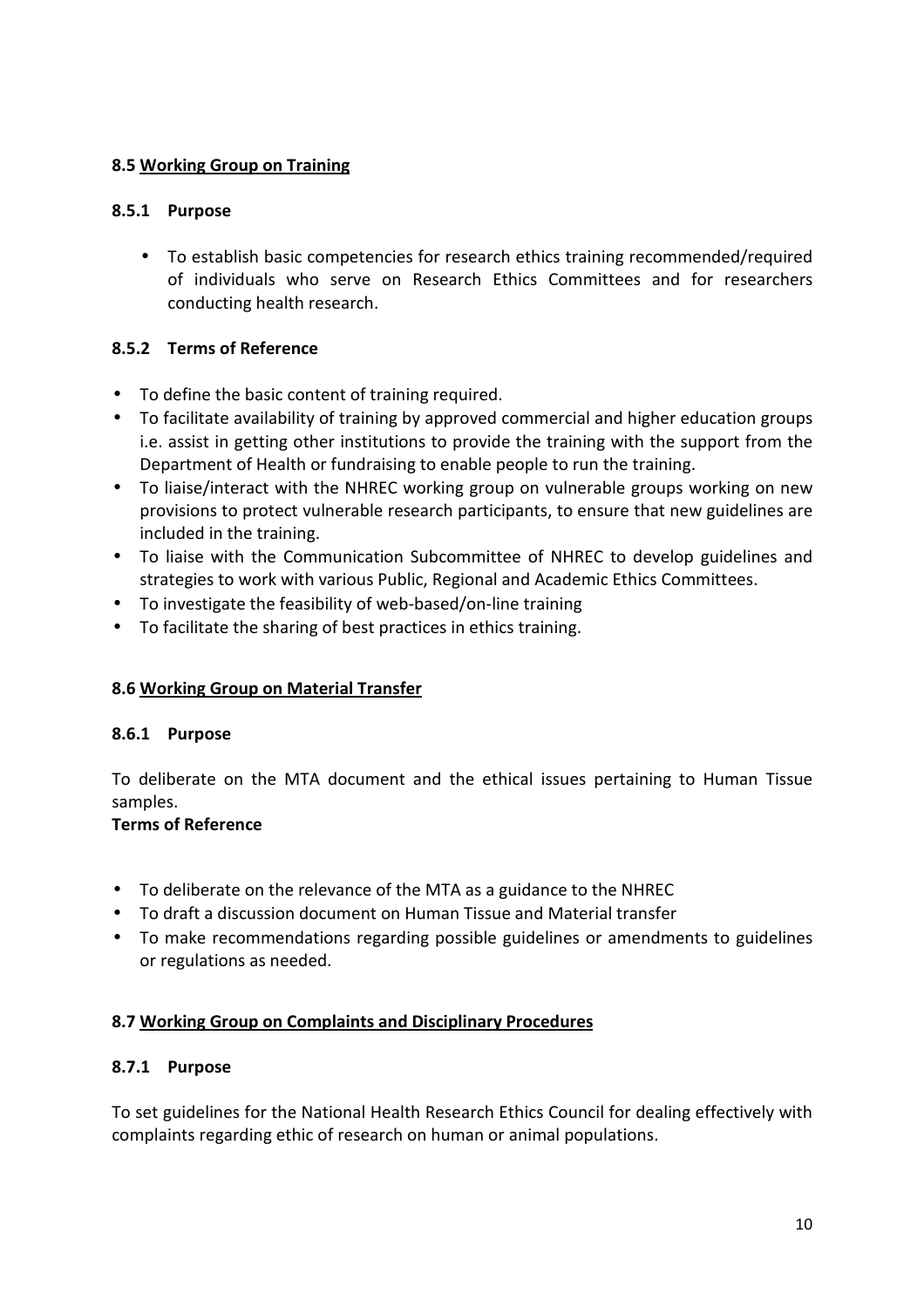### 8.5 Working Group on Training

#### 8.5.1 Purpose

- To establish basic competencies for research ethics training recommended/required of individuals who serve on Research Ethics Committees and for researchers conducting health research.

#### 8.5.2 Terms of Reference

- To define the basic content of training required.
- To facilitate availability of training by approved commercial and higher education groups i.e. assist in getting other institutions to provide the training with the support from the Department of Health or fundraising to enable people to run the training.
- To liaise/interact with the NHREC working group on vulnerable groups working on new provisions to protect vulnerable research participants, to ensure that new guidelines are included in the training.
- To liaise with the Communication Subcommittee of NHREC to develop guidelines and strategies to work with various Public, Regional and Academic Ethics Committees.
- To investigate the feasibility of web-based/on-line training
- To facilitate the sharing of best practices in ethics training.

### 8.6 Working Group on Material Transfer

#### 8.6.1 Purpose

To deliberate on the MTA document and the ethical issues pertaining to Human Tissue samples.

**Terms of Reference**

- To deliberate on the relevance of the MTA as a guidance to the NHREC
- To draft a discussion document on Human Tissue and Material transfer
- To make recommendations regarding possible guidelines or amendments to guidelines or regulations as needed.

### 8.7 Working Group on Complaints and Disciplinary Procedures

#### 8.7.1 Purpose

To set guidelines for the National Health Research Ethics Council for dealing effectively with complaints regarding ethic of research on human or animal populations.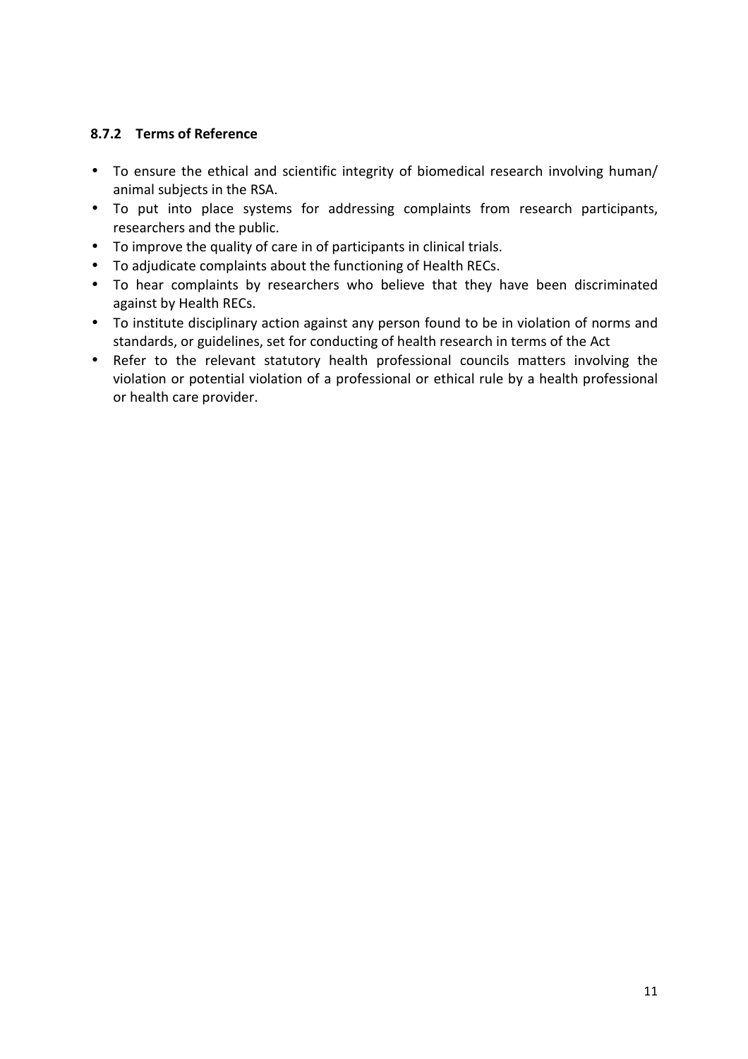### 8.7.2 Terms of Reference

- To ensure the ethical and scientific integrity of biomedical research involving human/ animal subjects in the RSA.
- To put into place systems for addressing complaints from research participants, researchers and the public.
- To improve the quality of care in of participants in clinical trials.
- To adjudicate complaints about the functioning of Health RECs.
- To hear complaints by researchers who believe that they have been discriminated against by Health RECs.
- To institute disciplinary action against any person found to be in violation of norms and standards, or guidelines, set for conducting of health research in terms of the Act
- Refer to the relevant statutory health professional councils matters involving the violation or potential violation of a professional or ethical rule by a health professional or health care provider.